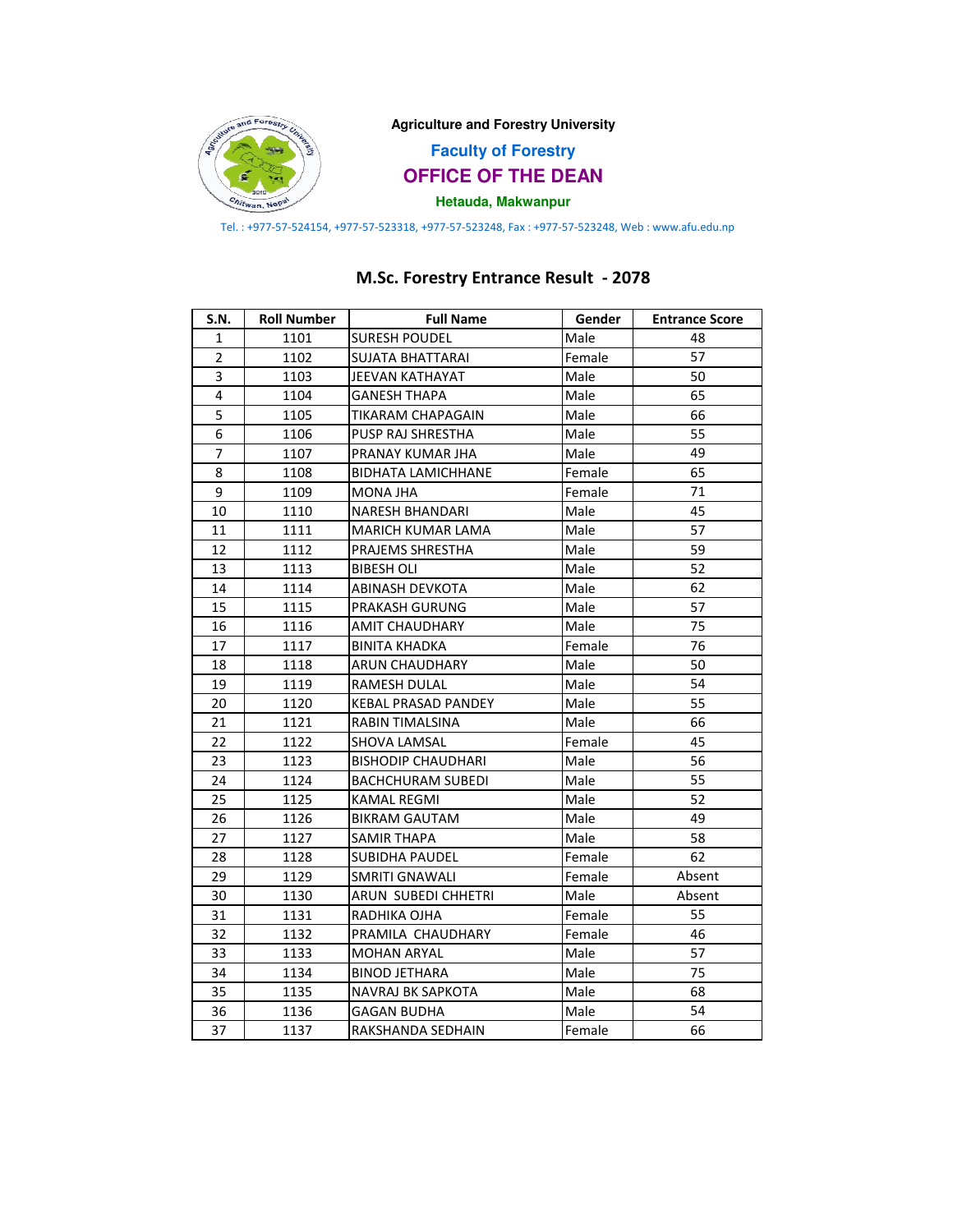**Agriculture and Forestry University**

**Faculty of Forestry**

# OFFICE OF THE DEAN

**Hetauda, Makwanpur**

Tel. : +977-57-524154, +977-57-523318, +977-57-523248, Fax : +977-57-523248, Web : www.afu.edu.np

## M.Sc. Forestry Entrance Result - 2078

| S.N. | Roll Number | Full Name | Gender | Entrance Score |
|---|---|---|---|---|
| 1 | 1101 | SURESH POUDEL | Male | 48 |
| 2 | 1102 | SUJATA BHATTARAI | Female | 57 |
| 3 | 1103 | JEEVAN KATHAYAT | Male | 50 |
| 4 | 1104 | GANESH THAPA | Male | 65 |
| 5 | 1105 | TIKARAM CHAPAGAIN | Male | 66 |
| 6 | 1106 | PUSP RAJ SHRESTHA | Male | 55 |
| 7 | 1107 | PRANAY KUMAR JHA | Male | 49 |
| 8 | 1108 | BIDHATA LAMICHHANE | Female | 65 |
| 9 | 1109 | MONA JHA | Female | 71 |
| 10 | 1110 | NARESH BHANDARI | Male | 45 |
| 11 | 1111 | MARICH KUMAR LAMA | Male | 57 |
| 12 | 1112 | PRAJEMS SHRESTHA | Male | 59 |
| 13 | 1113 | BIBESH OLI | Male | 52 |
| 14 | 1114 | ABINASH DEVKOTA | Male | 62 |
| 15 | 1115 | PRAKASH GURUNG | Male | 57 |
| 16 | 1116 | AMIT CHAUDHARY | Male | 75 |
| 17 | 1117 | BINITA KHADKA | Female | 76 |
| 18 | 1118 | ARUN CHAUDHARY | Male | 50 |
| 19 | 1119 | RAMESH DULAL | Male | 54 |
| 20 | 1120 | KEBAL PRASAD PANDEY | Male | 55 |
| 21 | 1121 | RABIN TIMALSINA | Male | 66 |
| 22 | 1122 | SHOVA LAMSAL | Female | 45 |
| 23 | 1123 | BISHODIP CHAUDHARI | Male | 56 |
| 24 | 1124 | BACHCHURAM SUBEDI | Male | 55 |
| 25 | 1125 | KAMAL REGMI | Male | 52 |
| 26 | 1126 | BIKRAM GAUTAM | Male | 49 |
| 27 | 1127 | SAMIR THAPA | Male | 58 |
| 28 | 1128 | SUBIDHA PAUDEL | Female | 62 |
| 29 | 1129 | SMRITI GNAWALI | Female | Absent |
| 30 | 1130 | ARUN SUBEDI CHHETRI | Male | Absent |
| 31 | 1131 | RADHIKA OJHA | Female | 55 |
| 32 | 1132 | PRAMILA CHAUDHARY | Female | 46 |
| 33 | 1133 | MOHAN ARYAL | Male | 57 |
| 34 | 1134 | BINOD JETHARA | Male | 75 |
| 35 | 1135 | NAVRAJ BK SAPKOTA | Male | 68 |
| 36 | 1136 | GAGAN BUDHA | Male | 54 |
| 37 | 1137 | RAKSHANDA SEDHAIN | Female | 66 |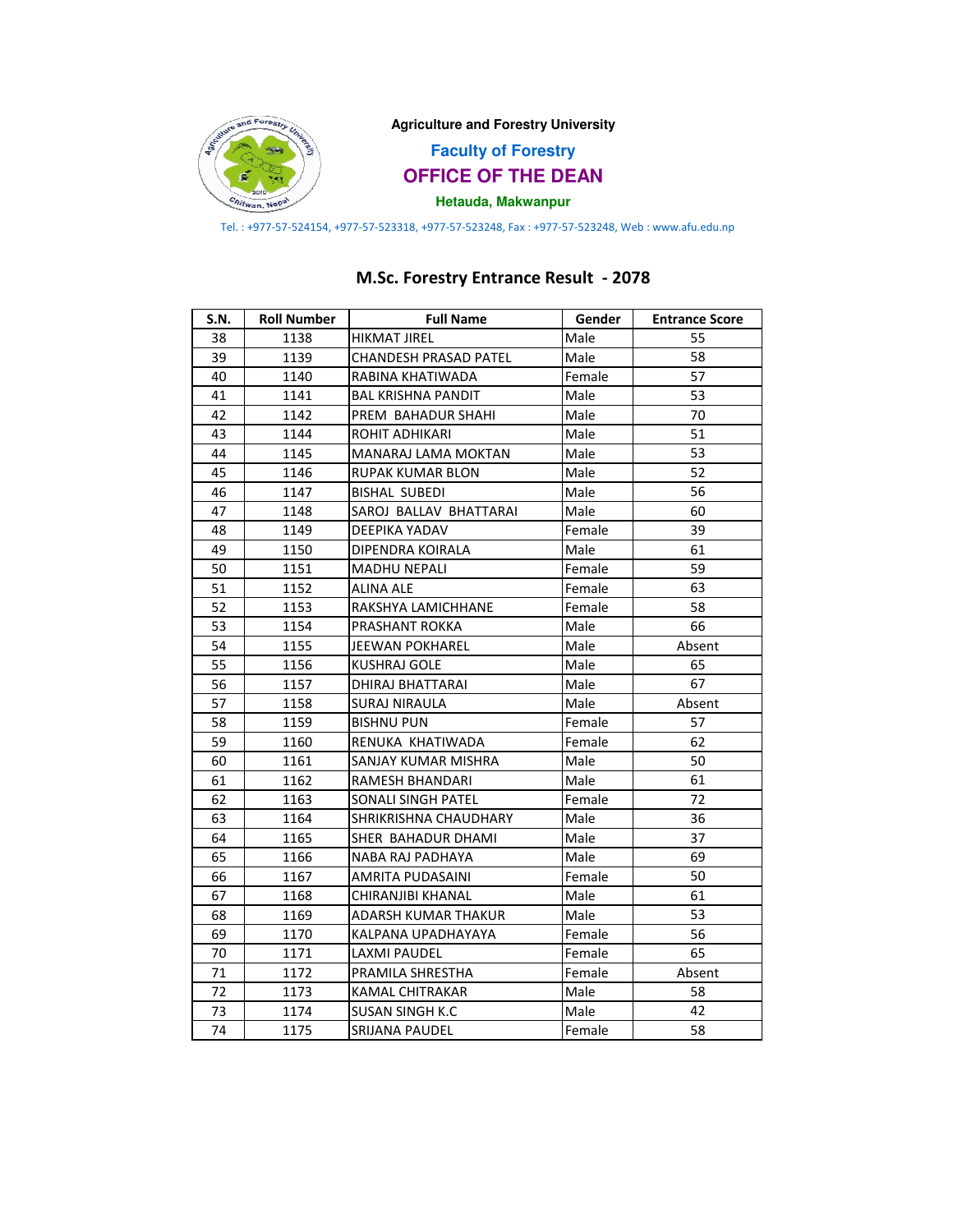Agriculture and Forestry University

**Faculty of Forestry**

## OFFICE OF THE DEAN

**Hetauda, Makwanpur**

Tel. : +977-57-524154, +977-57-523318, +977-57-523248, Fax : +977-57-523248, Web : www.afu.edu.np

## M.Sc. Forestry Entrance Result - 2078

| S.N. | Roll Number | Full Name | Gender | Entrance Score |
|---|---|---|---|---|
| 38 | 1138 | HIKMAT JIREL | Male | 55 |
| 39 | 1139 | CHANDESH PRASAD PATEL | Male | 58 |
| 40 | 1140 | RABINA KHATIWADA | Female | 57 |
| 41 | 1141 | BAL KRISHNA PANDIT | Male | 53 |
| 42 | 1142 | PREM BAHADUR SHAHI | Male | 70 |
| 43 | 1144 | ROHIT ADHIKARI | Male | 51 |
| 44 | 1145 | MANARAJ LAMA MOKTAN | Male | 53 |
| 45 | 1146 | RUPAK KUMAR BLON | Male | 52 |
| 46 | 1147 | BISHAL SUBEDI | Male | 56 |
| 47 | 1148 | SAROJ BALLAV BHATTARAI | Male | 60 |
| 48 | 1149 | DEEPIKA YADAV | Female | 39 |
| 49 | 1150 | DIPENDRA KOIRALA | Male | 61 |
| 50 | 1151 | MADHU NEPALI | Female | 59 |
| 51 | 1152 | ALINA ALE | Female | 63 |
| 52 | 1153 | RAKSHYA LAMICHHANE | Female | 58 |
| 53 | 1154 | PRASHANT ROKKA | Male | 66 |
| 54 | 1155 | JEEWAN POKHAREL | Male | Absent |
| 55 | 1156 | KUSHRAJ GOLE | Male | 65 |
| 56 | 1157 | DHIRAJ BHATTARAI | Male | 67 |
| 57 | 1158 | SURAJ NIRAULA | Male | Absent |
| 58 | 1159 | BISHNU PUN | Female | 57 |
| 59 | 1160 | RENUKA KHATIWADA | Female | 62 |
| 60 | 1161 | SANJAY KUMAR MISHRA | Male | 50 |
| 61 | 1162 | RAMESH BHANDARI | Male | 61 |
| 62 | 1163 | SONALI SINGH PATEL | Female | 72 |
| 63 | 1164 | SHRIKRISHNA CHAUDHARY | Male | 36 |
| 64 | 1165 | SHER BAHADUR DHAMI | Male | 37 |
| 65 | 1166 | NABA RAJ PADHAYA | Male | 69 |
| 66 | 1167 | AMRITA PUDASAINI | Female | 50 |
| 67 | 1168 | CHIRANJIBI KHANAL | Male | 61 |
| 68 | 1169 | ADARSH KUMAR THAKUR | Male | 53 |
| 69 | 1170 | KALPANA UPADHAYAYA | Female | 56 |
| 70 | 1171 | LAXMI PAUDEL | Female | 65 |
| 71 | 1172 | PRAMILA SHRESTHA | Female | Absent |
| 72 | 1173 | KAMAL CHITRAKAR | Male | 58 |
| 73 | 1174 | SUSAN SINGH K.C | Male | 42 |
| 74 | 1175 | SRIJANA PAUDEL | Female | 58 |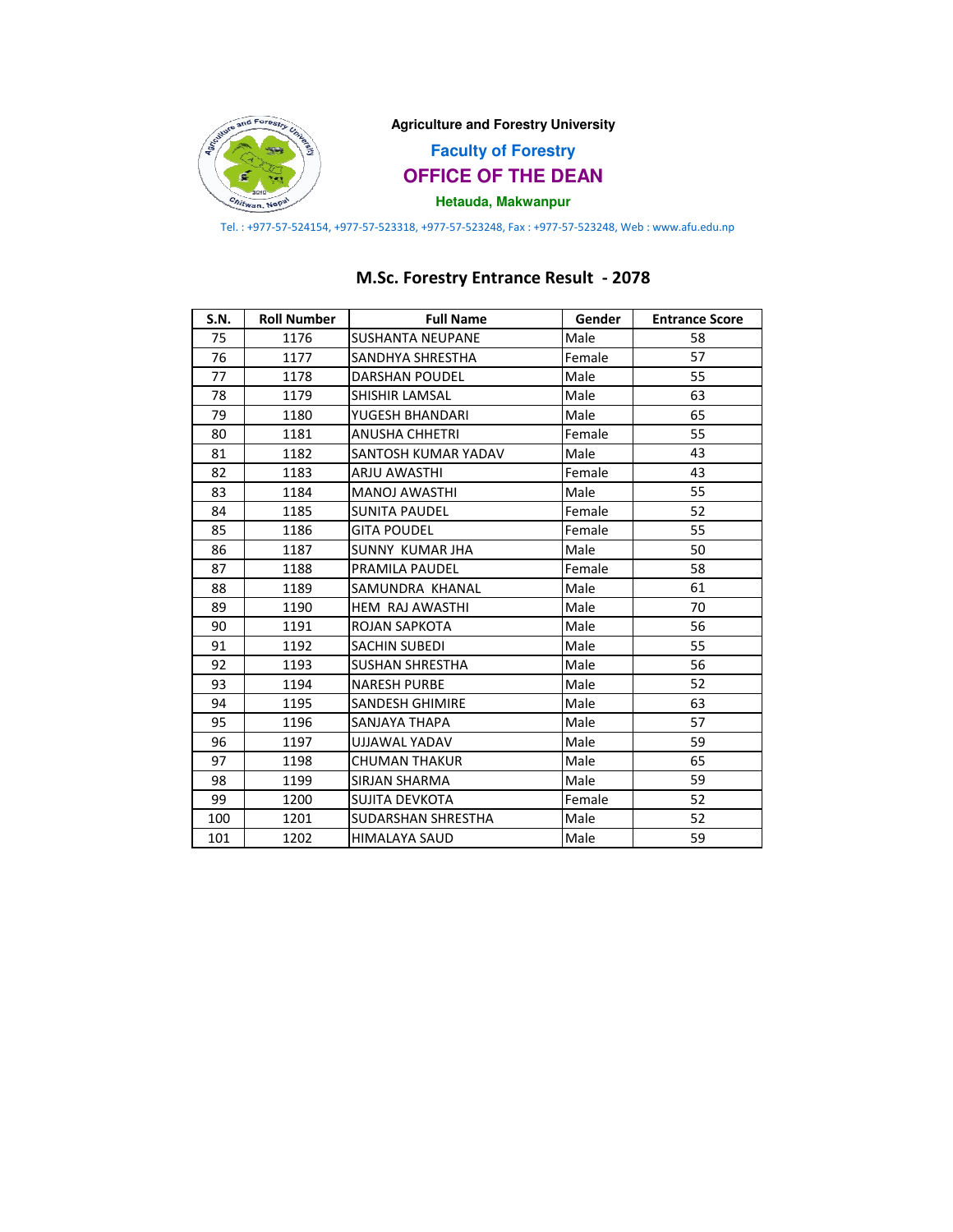Agriculture and Forestry University

**Faculty of Forestry**

## OFFICE OF THE DEAN

**Hetauda, Makwanpur**

Tel. : +977-57-524154, +977-57-523318, +977-57-523248, Fax : +977-57-523248, Web : www.afu.edu.np

## M.Sc. Forestry Entrance Result - 2078

| S.N. | Roll Number | Full Name | Gender | Entrance Score |
|---|---|---|---|---|
| 75 | 1176 | SUSHANTA NEUPANE | Male | 58 |
| 76 | 1177 | SANDHYA SHRESTHA | Female | 57 |
| 77 | 1178 | DARSHAN POUDEL | Male | 55 |
| 78 | 1179 | SHISHIR LAMSAL | Male | 63 |
| 79 | 1180 | YUGESH BHANDARI | Male | 65 |
| 80 | 1181 | ANUSHA CHHETRI | Female | 55 |
| 81 | 1182 | SANTOSH KUMAR YADAV | Male | 43 |
| 82 | 1183 | ARJU AWASTHI | Female | 43 |
| 83 | 1184 | MANOJ AWASTHI | Male | 55 |
| 84 | 1185 | SUNITA PAUDEL | Female | 52 |
| 85 | 1186 | GITA POUDEL | Female | 55 |
| 86 | 1187 | SUNNY KUMAR JHA | Male | 50 |
| 87 | 1188 | PRAMILA PAUDEL | Female | 58 |
| 88 | 1189 | SAMUNDRA KHANAL | Male | 61 |
| 89 | 1190 | HEM RAJ AWASTHI | Male | 70 |
| 90 | 1191 | ROJAN SAPKOTA | Male | 56 |
| 91 | 1192 | SACHIN SUBEDI | Male | 55 |
| 92 | 1193 | SUSHAN SHRESTHA | Male | 56 |
| 93 | 1194 | NARESH PURBE | Male | 52 |
| 94 | 1195 | SANDESH GHIMIRE | Male | 63 |
| 95 | 1196 | SANJAYA THAPA | Male | 57 |
| 96 | 1197 | UJJAWAL YADAV | Male | 59 |
| 97 | 1198 | CHUMAN THAKUR | Male | 65 |
| 98 | 1199 | SIRJAN SHARMA | Male | 59 |
| 99 | 1200 | SUJITA DEVKOTA | Female | 52 |
| 100 | 1201 | SUDARSHAN SHRESTHA | Male | 52 |
| 101 | 1202 | HIMALAYA SAUD | Male | 59 |